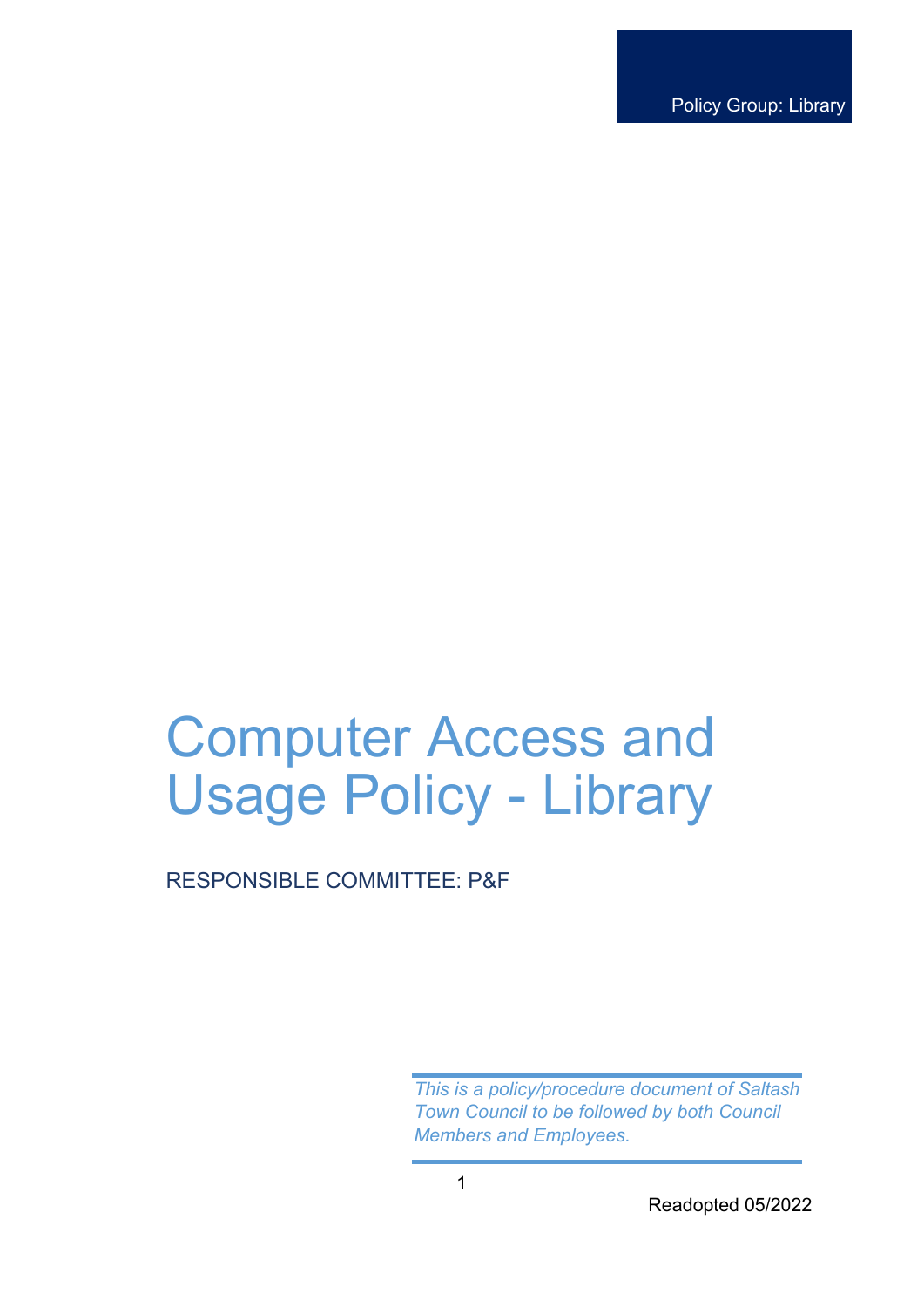Policy Group: Library

# Computer Access and Usage Policy - Library

RESPONSIBLE COMMITTEE: P&F

*This is a policy/procedure document of Saltash Town Council to be followed by both Council Members and Employees.*

Readopted 05/2022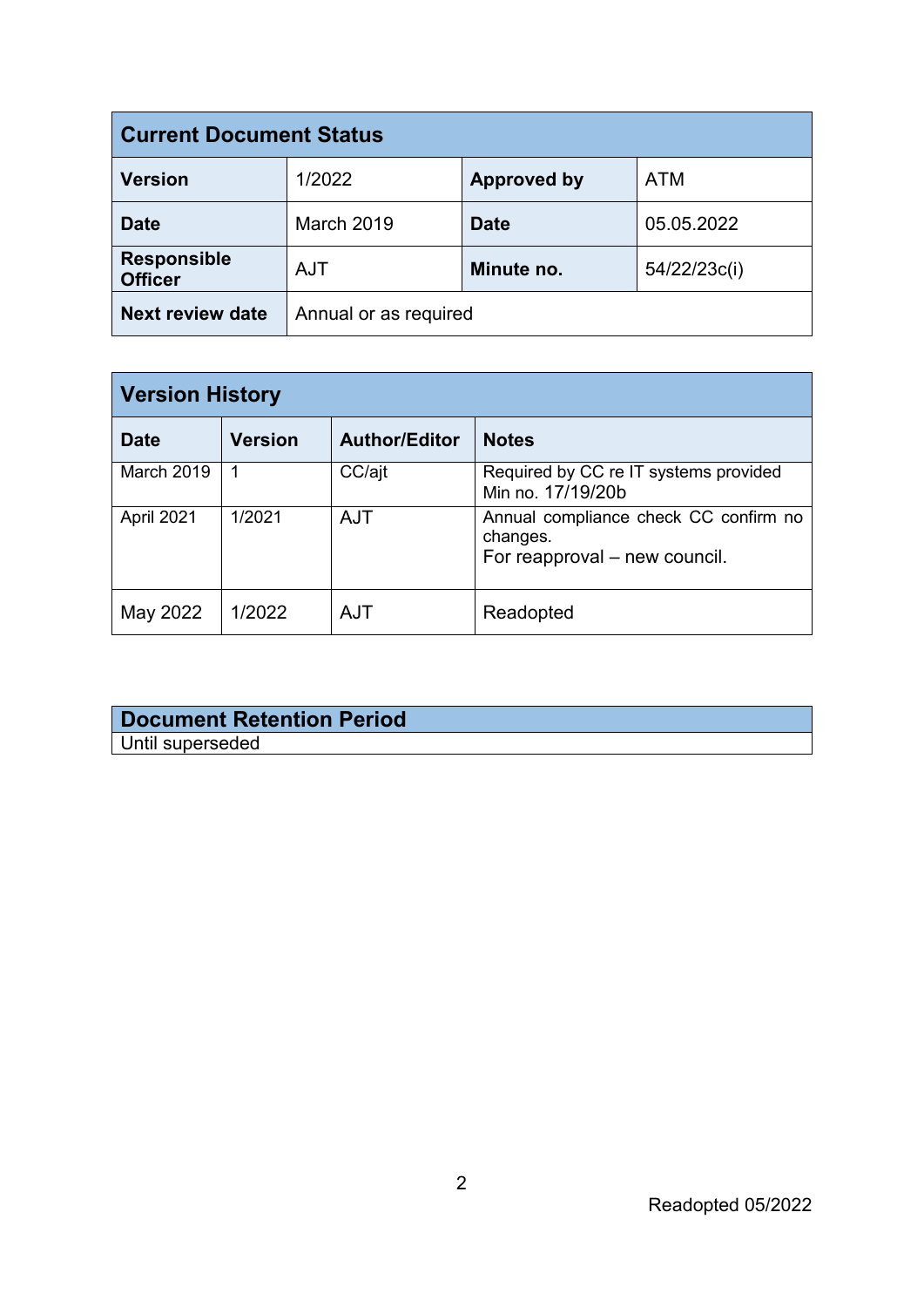| Current Document Status | | | |
|---|---|---|---|
| **Version** | 1/2022 | **Approved by** | ATM |
| **Date** | March 2019 | **Date** | 05.05.2022 |
| **Responsible Officer** | AJT | **Minute no.** | 54/22/23c(i) |
| **Next review date** | Annual or as required | | |

| Version History | | | |
|---|---|---|---|
| **Date** | **Version** | **Author/Editor** | **Notes** |
| March 2019 | 1 | CC/ajt | Required by CC re IT systems provided Min no. 17/19/20b |
| April 2021 | 1/2021 | AJT | Annual compliance check CC confirm no changes.<br>For reapproval – new council. |
| May 2022 | 1/2022 | AJT | Readopted |

| Document Retention Period |
|---|
| Until superseded |

Readopted 05/2022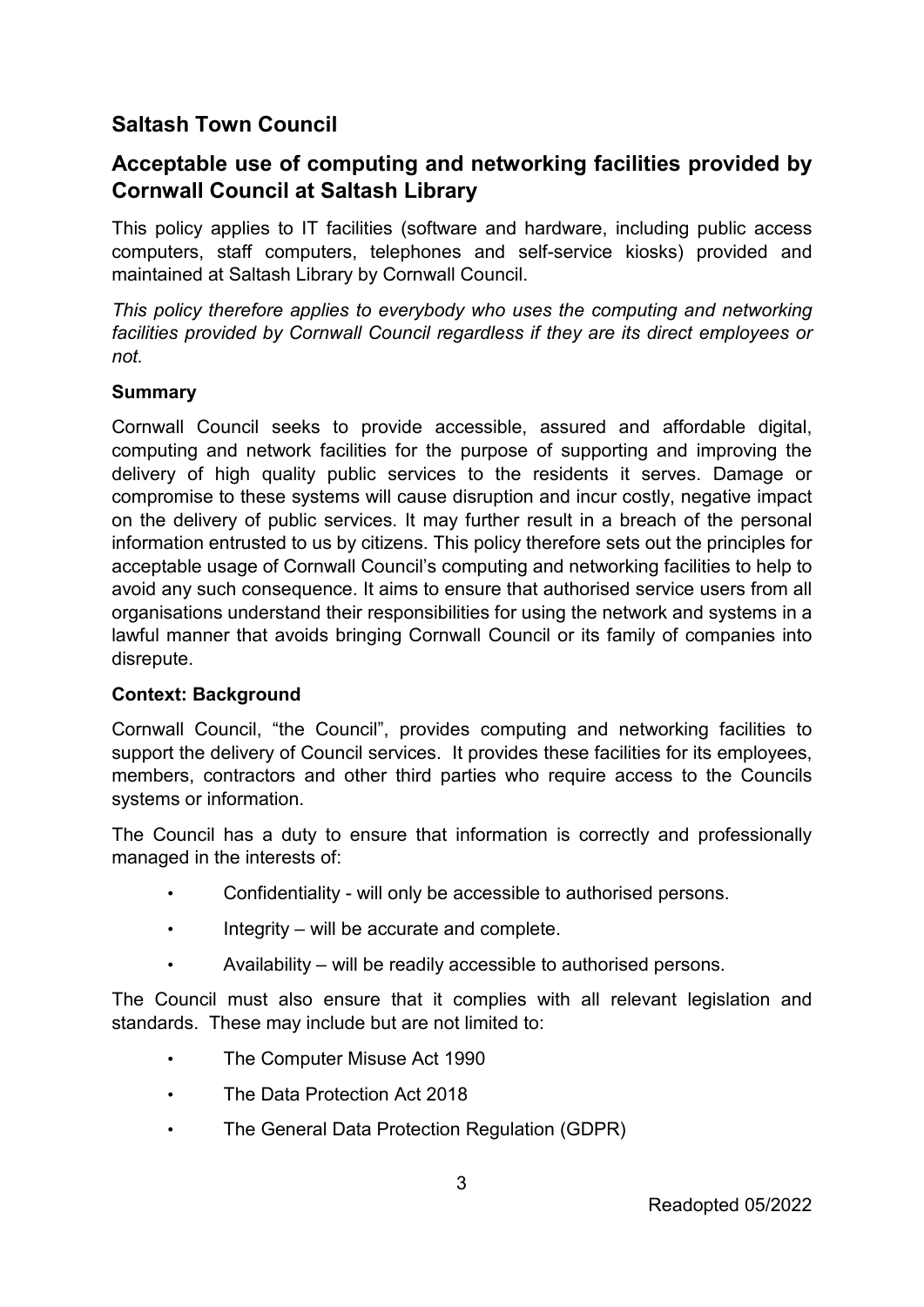## Saltash Town Council

## Acceptable use of computing and networking facilities provided by Cornwall Council at Saltash Library

This policy applies to IT facilities (software and hardware, including public access computers, staff computers, telephones and self-service kiosks) provided and maintained at Saltash Library by Cornwall Council.

*This policy therefore applies to everybody who uses the computing and networking facilities provided by Cornwall Council regardless if they are its direct employees or not.*

### Summary

Cornwall Council seeks to provide accessible, assured and affordable digital, computing and network facilities for the purpose of supporting and improving the delivery of high quality public services to the residents it serves. Damage or compromise to these systems will cause disruption and incur costly, negative impact on the delivery of public services. It may further result in a breach of the personal information entrusted to us by citizens. This policy therefore sets out the principles for acceptable usage of Cornwall Council's computing and networking facilities to help to avoid any such consequence. It aims to ensure that authorised service users from all organisations understand their responsibilities for using the network and systems in a lawful manner that avoids bringing Cornwall Council or its family of companies into disrepute.

### Context: Background

Cornwall Council, "the Council", provides computing and networking facilities to support the delivery of Council services. It provides these facilities for its employees, members, contractors and other third parties who require access to the Councils systems or information.

The Council has a duty to ensure that information is correctly and professionally managed in the interests of:

- Confidentiality - will only be accessible to authorised persons.
- Integrity – will be accurate and complete.
- Availability – will be readily accessible to authorised persons.

The Council must also ensure that it complies with all relevant legislation and standards. These may include but are not limited to:

- The Computer Misuse Act 1990
- The Data Protection Act 2018
- The General Data Protection Regulation (GDPR)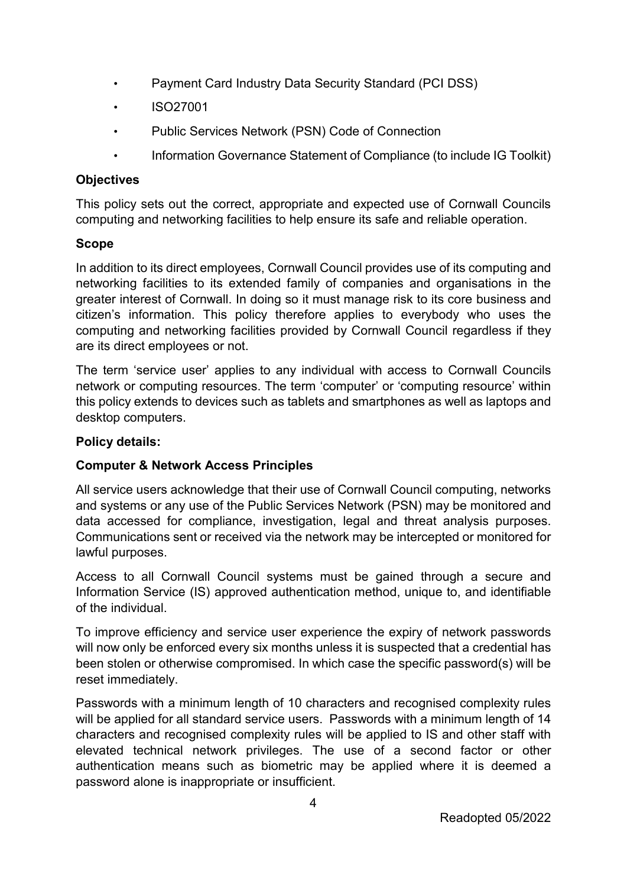- Payment Card Industry Data Security Standard (PCI DSS)
- ISO27001
- Public Services Network (PSN) Code of Connection
- Information Governance Statement of Compliance (to include IG Toolkit)

**Objectives**

This policy sets out the correct, appropriate and expected use of Cornwall Councils computing and networking facilities to help ensure its safe and reliable operation.

**Scope**

In addition to its direct employees, Cornwall Council provides use of its computing and networking facilities to its extended family of companies and organisations in the greater interest of Cornwall. In doing so it must manage risk to its core business and citizen's information. This policy therefore applies to everybody who uses the computing and networking facilities provided by Cornwall Council regardless if they are its direct employees or not.

The term 'service user' applies to any individual with access to Cornwall Councils network or computing resources. The term 'computer' or 'computing resource' within this policy extends to devices such as tablets and smartphones as well as laptops and desktop computers.

**Policy details:**

**Computer & Network Access Principles**

All service users acknowledge that their use of Cornwall Council computing, networks and systems or any use of the Public Services Network (PSN) may be monitored and data accessed for compliance, investigation, legal and threat analysis purposes. Communications sent or received via the network may be intercepted or monitored for lawful purposes.

Access to all Cornwall Council systems must be gained through a secure and Information Service (IS) approved authentication method, unique to, and identifiable of the individual.

To improve efficiency and service user experience the expiry of network passwords will now only be enforced every six months unless it is suspected that a credential has been stolen or otherwise compromised. In which case the specific password(s) will be reset immediately.

Passwords with a minimum length of 10 characters and recognised complexity rules will be applied for all standard service users. Passwords with a minimum length of 14 characters and recognised complexity rules will be applied to IS and other staff with elevated technical network privileges. The use of a second factor or other authentication means such as biometric may be applied where it is deemed a password alone is inappropriate or insufficient.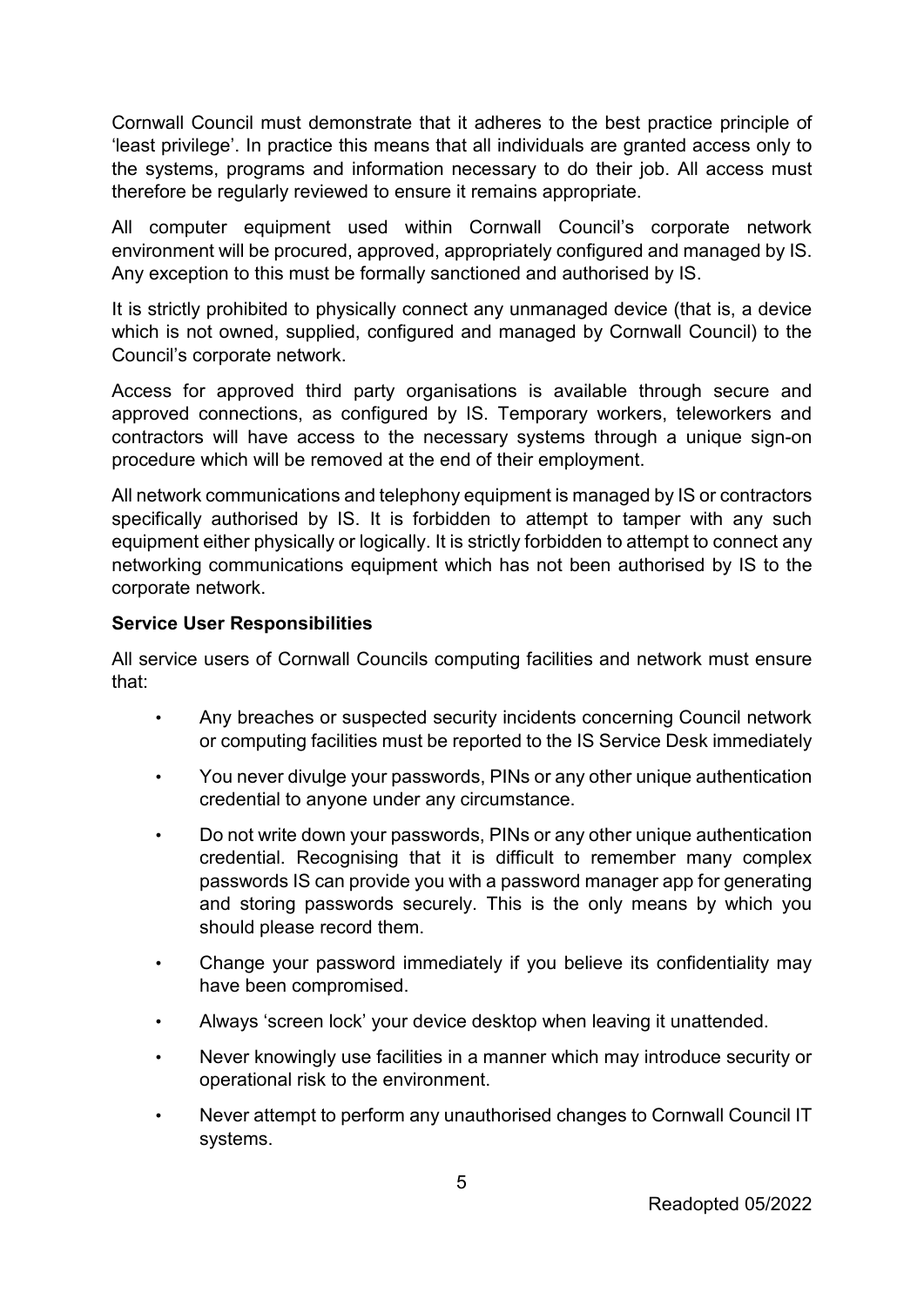Cornwall Council must demonstrate that it adheres to the best practice principle of 'least privilege'. In practice this means that all individuals are granted access only to the systems, programs and information necessary to do their job. All access must therefore be regularly reviewed to ensure it remains appropriate.

All computer equipment used within Cornwall Council's corporate network environment will be procured, approved, appropriately configured and managed by IS. Any exception to this must be formally sanctioned and authorised by IS.

It is strictly prohibited to physically connect any unmanaged device (that is, a device which is not owned, supplied, configured and managed by Cornwall Council) to the Council's corporate network.

Access for approved third party organisations is available through secure and approved connections, as configured by IS. Temporary workers, teleworkers and contractors will have access to the necessary systems through a unique sign-on procedure which will be removed at the end of their employment.

All network communications and telephony equipment is managed by IS or contractors specifically authorised by IS. It is forbidden to attempt to tamper with any such equipment either physically or logically. It is strictly forbidden to attempt to connect any networking communications equipment which has not been authorised by IS to the corporate network.

**Service User Responsibilities**

All service users of Cornwall Councils computing facilities and network must ensure that:

- Any breaches or suspected security incidents concerning Council network or computing facilities must be reported to the IS Service Desk immediately
- You never divulge your passwords, PINs or any other unique authentication credential to anyone under any circumstance.
- Do not write down your passwords, PINs or any other unique authentication credential. Recognising that it is difficult to remember many complex passwords IS can provide you with a password manager app for generating and storing passwords securely. This is the only means by which you should please record them.
- Change your password immediately if you believe its confidentiality may have been compromised.
- Always 'screen lock' your device desktop when leaving it unattended.
- Never knowingly use facilities in a manner which may introduce security or operational risk to the environment.
- Never attempt to perform any unauthorised changes to Cornwall Council IT systems.

Readopted 05/2022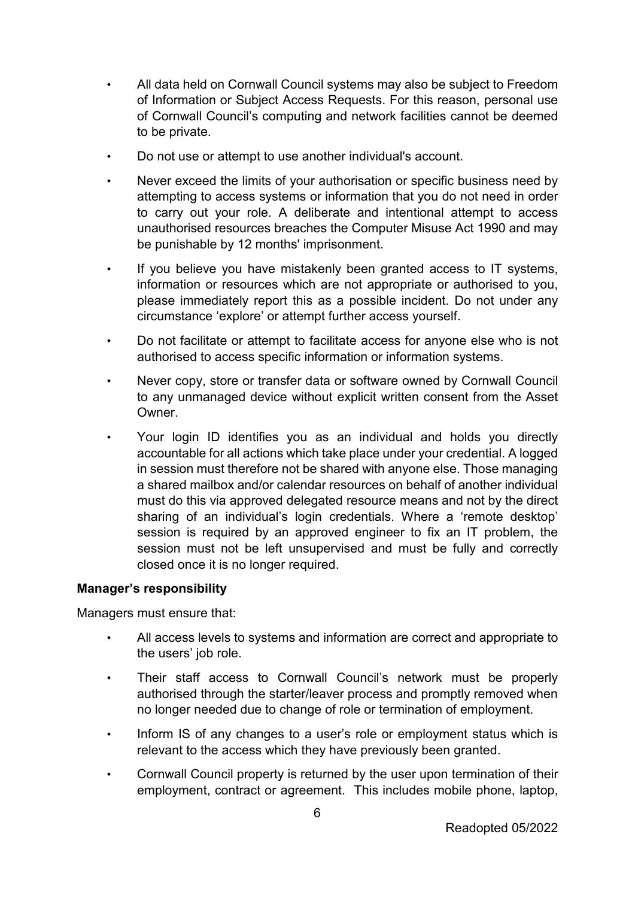- All data held on Cornwall Council systems may also be subject to Freedom of Information or Subject Access Requests. For this reason, personal use of Cornwall Council's computing and network facilities cannot be deemed to be private.
- Do not use or attempt to use another individual's account.
- Never exceed the limits of your authorisation or specific business need by attempting to access systems or information that you do not need in order to carry out your role. A deliberate and intentional attempt to access unauthorised resources breaches the Computer Misuse Act 1990 and may be punishable by 12 months' imprisonment.
- If you believe you have mistakenly been granted access to IT systems, information or resources which are not appropriate or authorised to you, please immediately report this as a possible incident. Do not under any circumstance 'explore' or attempt further access yourself.
- Do not facilitate or attempt to facilitate access for anyone else who is not authorised to access specific information or information systems.
- Never copy, store or transfer data or software owned by Cornwall Council to any unmanaged device without explicit written consent from the Asset Owner.
- Your login ID identifies you as an individual and holds you directly accountable for all actions which take place under your credential. A logged in session must therefore not be shared with anyone else. Those managing a shared mailbox and/or calendar resources on behalf of another individual must do this via approved delegated resource means and not by the direct sharing of an individual's login credentials. Where a 'remote desktop' session is required by an approved engineer to fix an IT problem, the session must not be left unsupervised and must be fully and correctly closed once it is no longer required.

**Manager's responsibility**

Managers must ensure that:

- All access levels to systems and information are correct and appropriate to the users' job role.
- Their staff access to Cornwall Council's network must be properly authorised through the starter/leaver process and promptly removed when no longer needed due to change of role or termination of employment.
- Inform IS of any changes to a user's role or employment status which is relevant to the access which they have previously been granted.
- Cornwall Council property is returned by the user upon termination of their employment, contract or agreement. This includes mobile phone, laptop,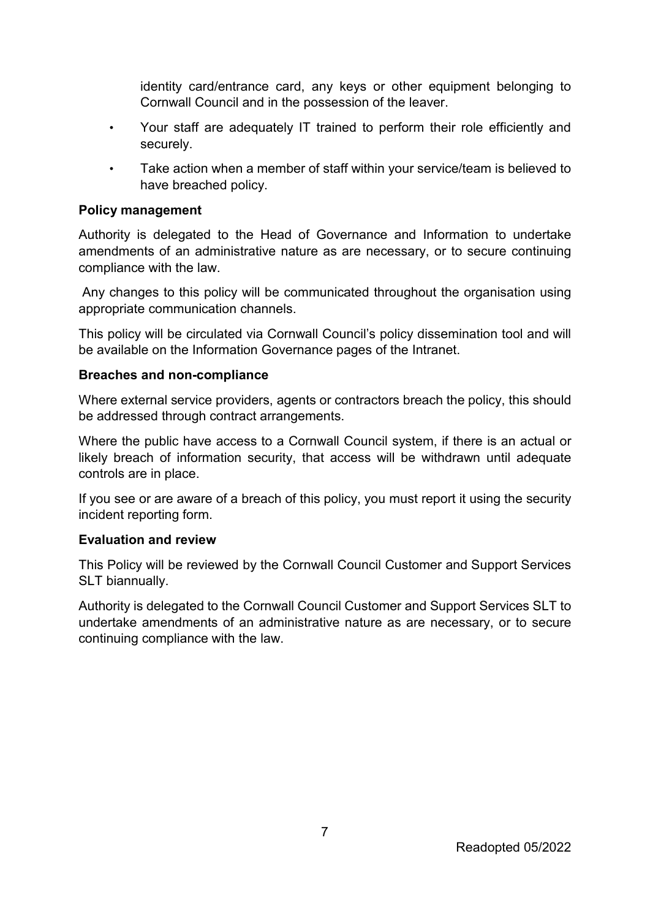identity card/entrance card, any keys or other equipment belonging to Cornwall Council and in the possession of the leaver.

- Your staff are adequately IT trained to perform their role efficiently and securely.
- Take action when a member of staff within your service/team is believed to have breached policy.

**Policy management**

Authority is delegated to the Head of Governance and Information to undertake amendments of an administrative nature as are necessary, or to secure continuing compliance with the law.

Any changes to this policy will be communicated throughout the organisation using appropriate communication channels.

This policy will be circulated via Cornwall Council's policy dissemination tool and will be available on the Information Governance pages of the Intranet.

**Breaches and non-compliance**

Where external service providers, agents or contractors breach the policy, this should be addressed through contract arrangements.

Where the public have access to a Cornwall Council system, if there is an actual or likely breach of information security, that access will be withdrawn until adequate controls are in place.

If you see or are aware of a breach of this policy, you must report it using the security incident reporting form.

**Evaluation and review**

This Policy will be reviewed by the Cornwall Council Customer and Support Services SLT biannually.

Authority is delegated to the Cornwall Council Customer and Support Services SLT to undertake amendments of an administrative nature as are necessary, or to secure continuing compliance with the law.

Readopted 05/2022